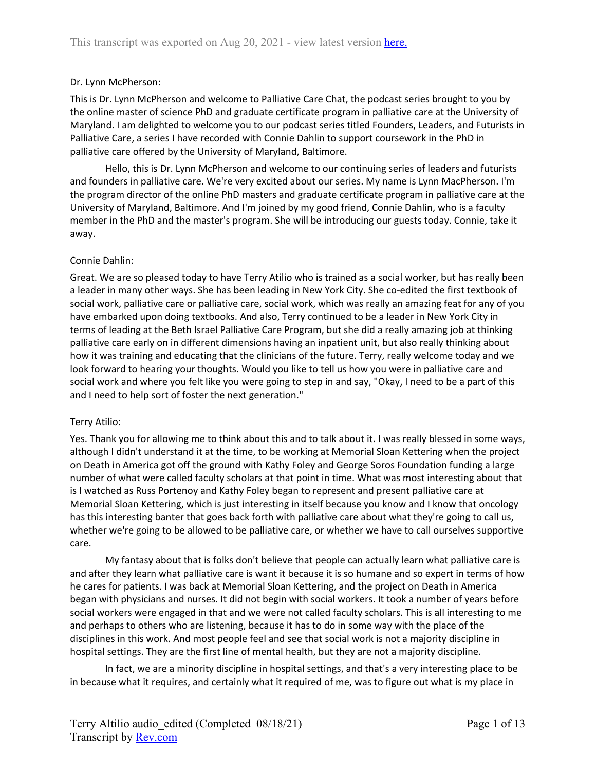Dr. Lynn McPherson:

This is Dr. Lynn McPherson and welcome to Palliative Care Chat, the podcast series brought to you by the online master of science PhD and graduate certificate program in palliative care at the University of Maryland. I am delighted to welcome you to our podcast series titled Founders, Leaders, and Futurists in Palliative Care, a series I have recorded with Connie Dahlin to support coursework in the PhD in palliative care offered by the University of Maryland, Baltimore.

Hello, this is Dr. Lynn McPherson and welcome to our continuing series of leaders and futurists and founders in palliative care. We're very excited about our series. My name is Lynn MacPherson. I'm the program director of the online PhD masters and graduate certificate program in palliative care at the University of Maryland, Baltimore. And I'm joined by my good friend, Connie Dahlin, who is a faculty member in the PhD and the master's program. She will be introducing our guests today. Connie, take it away.

Connie Dahlin:

Great. We are so pleased today to have Terry Atilio who is trained as a social worker, but has really been a leader in many other ways. She has been leading in New York City. She co-edited the first textbook of social work, palliative care or palliative care, social work, which was really an amazing feat for any of you have embarked upon doing textbooks. And also, Terry continued to be a leader in New York City in terms of leading at the Beth Israel Palliative Care Program, but she did a really amazing job at thinking palliative care early on in different dimensions having an inpatient unit, but also really thinking about how it was training and educating that the clinicians of the future. Terry, really welcome today and we look forward to hearing your thoughts. Would you like to tell us how you were in palliative care and social work and where you felt like you were going to step in and say, "Okay, I need to be a part of this and I need to help sort of foster the next generation."

Terry Atilio:

Yes. Thank you for allowing me to think about this and to talk about it. I was really blessed in some ways, although I didn't understand it at the time, to be working at Memorial Sloan Kettering when the project on Death in America got off the ground with Kathy Foley and George Soros Foundation funding a large number of what were called faculty scholars at that point in time. What was most interesting about that is I watched as Russ Portenoy and Kathy Foley began to represent and present palliative care at Memorial Sloan Kettering, which is just interesting in itself because you know and I know that oncology has this interesting banter that goes back forth with palliative care about what they're going to call us, whether we're going to be allowed to be palliative care, or whether we have to call ourselves supportive care.

My fantasy about that is folks don't believe that people can actually learn what palliative care is and after they learn what palliative care is want it because it is so humane and so expert in terms of how he cares for patients. I was back at Memorial Sloan Kettering, and the project on Death in America began with physicians and nurses. It did not begin with social workers. It took a number of years before social workers were engaged in that and we were not called faculty scholars. This is all interesting to me and perhaps to others who are listening, because it has to do in some way with the place of the disciplines in this work. And most people feel and see that social work is not a majority discipline in hospital settings. They are the first line of mental health, but they are not a majority discipline.

In fact, we are a minority discipline in hospital settings, and that's a very interesting place to be in because what it requires, and certainly what it required of me, was to figure out what is my place in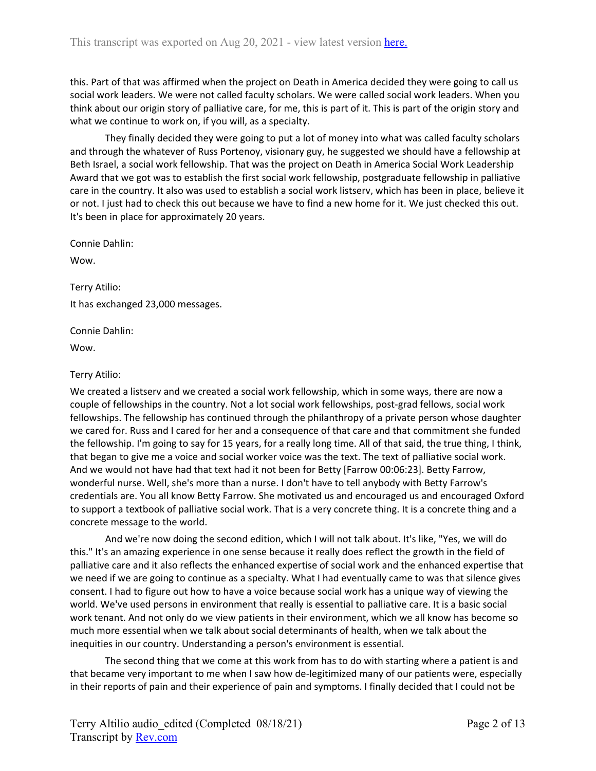this. Part of that was affirmed when the project on Death in America decided they were going to call us social work leaders. We were not called faculty scholars. We were called social work leaders. When you think about our origin story of palliative care, for me, this is part of it. This is part of the origin story and what we continue to work on, if you will, as a specialty.

They finally decided they were going to put a lot of money into what was called faculty scholars and through the whatever of Russ Portenoy, visionary guy, he suggested we should have a fellowship at Beth Israel, a social work fellowship. That was the project on Death in America Social Work Leadership Award that we got was to establish the first social work fellowship, postgraduate fellowship in palliative care in the country. It also was used to establish a social work listserv, which has been in place, believe it or not. I just had to check this out because we have to find a new home for it. We just checked this out. It's been in place for approximately 20 years.

Connie Dahlin:

Wow.

Terry Atilio:

It has exchanged 23,000 messages.

Connie Dahlin:

Wow.

Terry Atilio:

We created a listserv and we created a social work fellowship, which in some ways, there are now a couple of fellowships in the country. Not a lot social work fellowships, post-grad fellows, social work fellowships. The fellowship has continued through the philanthropy of a private person whose daughter we cared for. Russ and I cared for her and a consequence of that care and that commitment she funded the fellowship. I'm going to say for 15 years, for a really long time. All of that said, the true thing, I think, that began to give me a voice and social worker voice was the text. The text of palliative social work. And we would not have had that text had it not been for Betty [Farrow 00:06:23]. Betty Farrow, wonderful nurse. Well, she's more than a nurse. I don't have to tell anybody with Betty Farrow's credentials are. You all know Betty Farrow. She motivated us and encouraged us and encouraged Oxford to support a textbook of palliative social work. That is a very concrete thing. It is a concrete thing and a concrete message to the world.

And we're now doing the second edition, which I will not talk about. It's like, "Yes, we will do this." It's an amazing experience in one sense because it really does reflect the growth in the field of palliative care and it also reflects the enhanced expertise of social work and the enhanced expertise that we need if we are going to continue as a specialty. What I had eventually came to was that silence gives consent. I had to figure out how to have a voice because social work has a unique way of viewing the world. We've used persons in environment that really is essential to palliative care. It is a basic social work tenant. And not only do we view patients in their environment, which we all know has become so much more essential when we talk about social determinants of health, when we talk about the inequities in our country. Understanding a person's environment is essential.

The second thing that we come at this work from has to do with starting where a patient is and that became very important to me when I saw how de-legitimized many of our patients were, especially in their reports of pain and their experience of pain and symptoms. I finally decided that I could not be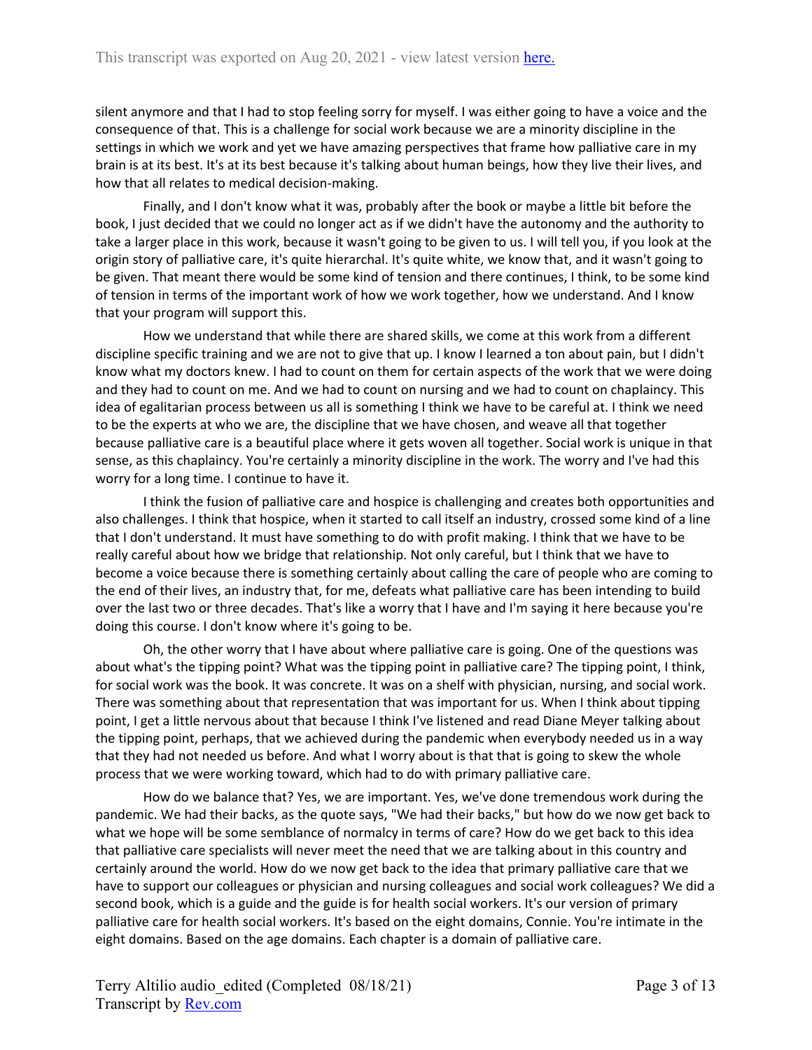silent anymore and that I had to stop feeling sorry for myself. I was either going to have a voice and the consequence of that. This is a challenge for social work because we are a minority discipline in the settings in which we work and yet we have amazing perspectives that frame how palliative care in my brain is at its best. It's at its best because it's talking about human beings, how they live their lives, and how that all relates to medical decision-making.

Finally, and I don't know what it was, probably after the book or maybe a little bit before the book, I just decided that we could no longer act as if we didn't have the autonomy and the authority to take a larger place in this work, because it wasn't going to be given to us. I will tell you, if you look at the origin story of palliative care, it's quite hierarchal. It's quite white, we know that, and it wasn't going to be given. That meant there would be some kind of tension and there continues, I think, to be some kind of tension in terms of the important work of how we work together, how we understand. And I know that your program will support this.

How we understand that while there are shared skills, we come at this work from a different discipline specific training and we are not to give that up. I know I learned a ton about pain, but I didn't know what my doctors knew. I had to count on them for certain aspects of the work that we were doing and they had to count on me. And we had to count on nursing and we had to count on chaplaincy. This idea of egalitarian process between us all is something I think we have to be careful at. I think we need to be the experts at who we are, the discipline that we have chosen, and weave all that together because palliative care is a beautiful place where it gets woven all together. Social work is unique in that sense, as this chaplaincy. You're certainly a minority discipline in the work. The worry and I've had this worry for a long time. I continue to have it.

I think the fusion of palliative care and hospice is challenging and creates both opportunities and also challenges. I think that hospice, when it started to call itself an industry, crossed some kind of a line that I don't understand. It must have something to do with profit making. I think that we have to be really careful about how we bridge that relationship. Not only careful, but I think that we have to become a voice because there is something certainly about calling the care of people who are coming to the end of their lives, an industry that, for me, defeats what palliative care has been intending to build over the last two or three decades. That's like a worry that I have and I'm saying it here because you're doing this course. I don't know where it's going to be.

Oh, the other worry that I have about where palliative care is going. One of the questions was about what's the tipping point? What was the tipping point in palliative care? The tipping point, I think, for social work was the book. It was concrete. It was on a shelf with physician, nursing, and social work. There was something about that representation that was important for us. When I think about tipping point, I get a little nervous about that because I think I've listened and read Diane Meyer talking about the tipping point, perhaps, that we achieved during the pandemic when everybody needed us in a way that they had not needed us before. And what I worry about is that that is going to skew the whole process that we were working toward, which had to do with primary palliative care.

How do we balance that? Yes, we are important. Yes, we've done tremendous work during the pandemic. We had their backs, as the quote says, "We had their backs," but how do we now get back to what we hope will be some semblance of normalcy in terms of care? How do we get back to this idea that palliative care specialists will never meet the need that we are talking about in this country and certainly around the world. How do we now get back to the idea that primary palliative care that we have to support our colleagues or physician and nursing colleagues and social work colleagues? We did a second book, which is a guide and the guide is for health social workers. It's our version of primary palliative care for health social workers. It's based on the eight domains, Connie. You're intimate in the eight domains. Based on the age domains. Each chapter is a domain of palliative care.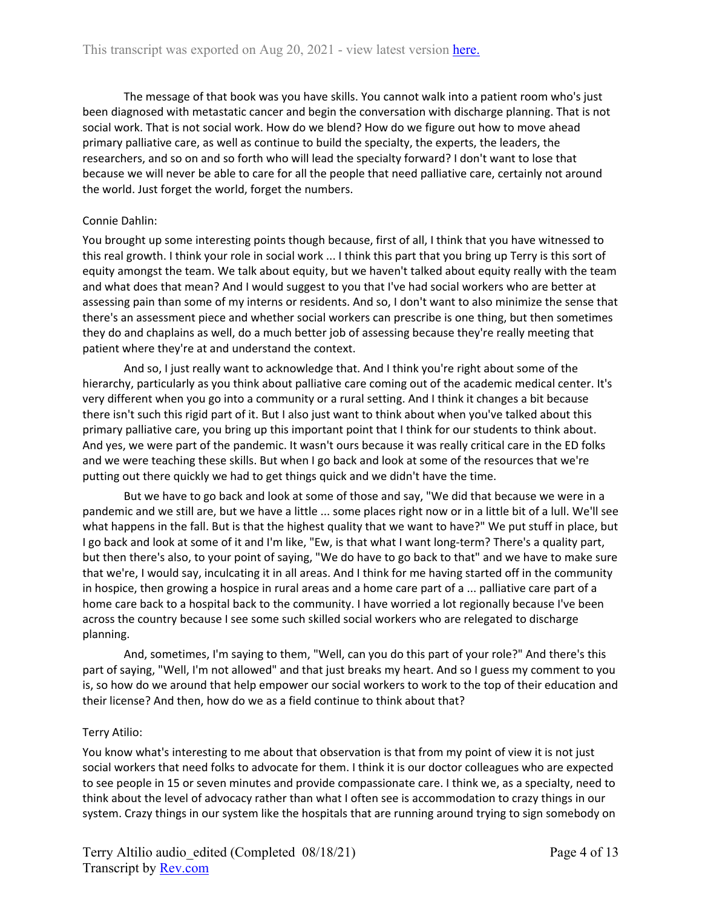The message of that book was you have skills. You cannot walk into a patient room who's just been diagnosed with metastatic cancer and begin the conversation with discharge planning. That is not social work. That is not social work. How do we blend? How do we figure out how to move ahead primary palliative care, as well as continue to build the specialty, the experts, the leaders, the researchers, and so on and so forth who will lead the specialty forward? I don't want to lose that because we will never be able to care for all the people that need palliative care, certainly not around the world. Just forget the world, forget the numbers.

Connie Dahlin:

You brought up some interesting points though because, first of all, I think that you have witnessed to this real growth. I think your role in social work ... I think this part that you bring up Terry is this sort of equity amongst the team. We talk about equity, but we haven't talked about equity really with the team and what does that mean? And I would suggest to you that I've had social workers who are better at assessing pain than some of my interns or residents. And so, I don't want to also minimize the sense that there's an assessment piece and whether social workers can prescribe is one thing, but then sometimes they do and chaplains as well, do a much better job of assessing because they're really meeting that patient where they're at and understand the context.

And so, I just really want to acknowledge that. And I think you're right about some of the hierarchy, particularly as you think about palliative care coming out of the academic medical center. It's very different when you go into a community or a rural setting. And I think it changes a bit because there isn't such this rigid part of it. But I also just want to think about when you've talked about this primary palliative care, you bring up this important point that I think for our students to think about. And yes, we were part of the pandemic. It wasn't ours because it was really critical care in the ED folks and we were teaching these skills. But when I go back and look at some of the resources that we're putting out there quickly we had to get things quick and we didn't have the time.

But we have to go back and look at some of those and say, "We did that because we were in a pandemic and we still are, but we have a little ... some places right now or in a little bit of a lull. We'll see what happens in the fall. But is that the highest quality that we want to have?" We put stuff in place, but I go back and look at some of it and I'm like, "Ew, is that what I want long-term? There's a quality part, but then there's also, to your point of saying, "We do have to go back to that" and we have to make sure that we're, I would say, inculcating it in all areas. And I think for me having started off in the community in hospice, then growing a hospice in rural areas and a home care part of a ... palliative care part of a home care back to a hospital back to the community. I have worried a lot regionally because I've been across the country because I see some such skilled social workers who are relegated to discharge planning.

And, sometimes, I'm saying to them, "Well, can you do this part of your role?" And there's this part of saying, "Well, I'm not allowed" and that just breaks my heart. And so I guess my comment to you is, so how do we around that help empower our social workers to work to the top of their education and their license? And then, how do we as a field continue to think about that?

Terry Atilio:

You know what's interesting to me about that observation is that from my point of view it is not just social workers that need folks to advocate for them. I think it is our doctor colleagues who are expected to see people in 15 or seven minutes and provide compassionate care. I think we, as a specialty, need to think about the level of advocacy rather than what I often see is accommodation to crazy things in our system. Crazy things in our system like the hospitals that are running around trying to sign somebody on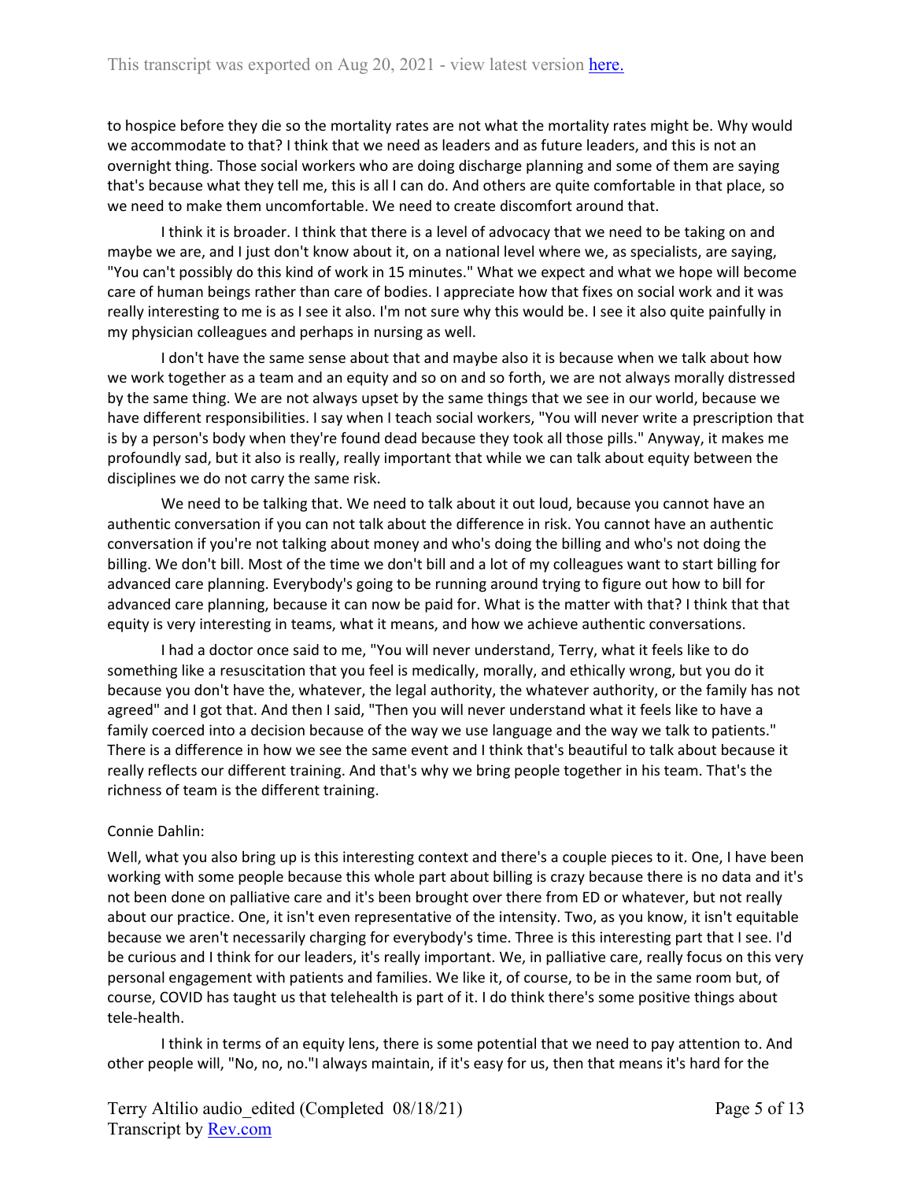to hospice before they die so the mortality rates are not what the mortality rates might be. Why would we accommodate to that? I think that we need as leaders and as future leaders, and this is not an overnight thing. Those social workers who are doing discharge planning and some of them are saying that's because what they tell me, this is all I can do. And others are quite comfortable in that place, so we need to make them uncomfortable. We need to create discomfort around that.

I think it is broader. I think that there is a level of advocacy that we need to be taking on and maybe we are, and I just don't know about it, on a national level where we, as specialists, are saying, "You can't possibly do this kind of work in 15 minutes." What we expect and what we hope will become care of human beings rather than care of bodies. I appreciate how that fixes on social work and it was really interesting to me is as I see it also. I'm not sure why this would be. I see it also quite painfully in my physician colleagues and perhaps in nursing as well.

I don't have the same sense about that and maybe also it is because when we talk about how we work together as a team and an equity and so on and so forth, we are not always morally distressed by the same thing. We are not always upset by the same things that we see in our world, because we have different responsibilities. I say when I teach social workers, "You will never write a prescription that is by a person's body when they're found dead because they took all those pills." Anyway, it makes me profoundly sad, but it also is really, really important that while we can talk about equity between the disciplines we do not carry the same risk.

We need to be talking that. We need to talk about it out loud, because you cannot have an authentic conversation if you can not talk about the difference in risk. You cannot have an authentic conversation if you're not talking about money and who's doing the billing and who's not doing the billing. We don't bill. Most of the time we don't bill and a lot of my colleagues want to start billing for advanced care planning. Everybody's going to be running around trying to figure out how to bill for advanced care planning, because it can now be paid for. What is the matter with that? I think that that equity is very interesting in teams, what it means, and how we achieve authentic conversations.

I had a doctor once said to me, "You will never understand, Terry, what it feels like to do something like a resuscitation that you feel is medically, morally, and ethically wrong, but you do it because you don't have the, whatever, the legal authority, the whatever authority, or the family has not agreed" and I got that. And then I said, "Then you will never understand what it feels like to have a family coerced into a decision because of the way we use language and the way we talk to patients." There is a difference in how we see the same event and I think that's beautiful to talk about because it really reflects our different training. And that's why we bring people together in his team. That's the richness of team is the different training.

Connie Dahlin:

Well, what you also bring up is this interesting context and there's a couple pieces to it. One, I have been working with some people because this whole part about billing is crazy because there is no data and it's not been done on palliative care and it's been brought over there from ED or whatever, but not really about our practice. One, it isn't even representative of the intensity. Two, as you know, it isn't equitable because we aren't necessarily charging for everybody's time. Three is this interesting part that I see. I'd be curious and I think for our leaders, it's really important. We, in palliative care, really focus on this very personal engagement with patients and families. We like it, of course, to be in the same room but, of course, COVID has taught us that telehealth is part of it. I do think there's some positive things about tele-health.

I think in terms of an equity lens, there is some potential that we need to pay attention to. And other people will, "No, no, no."I always maintain, if it's easy for us, then that means it's hard for the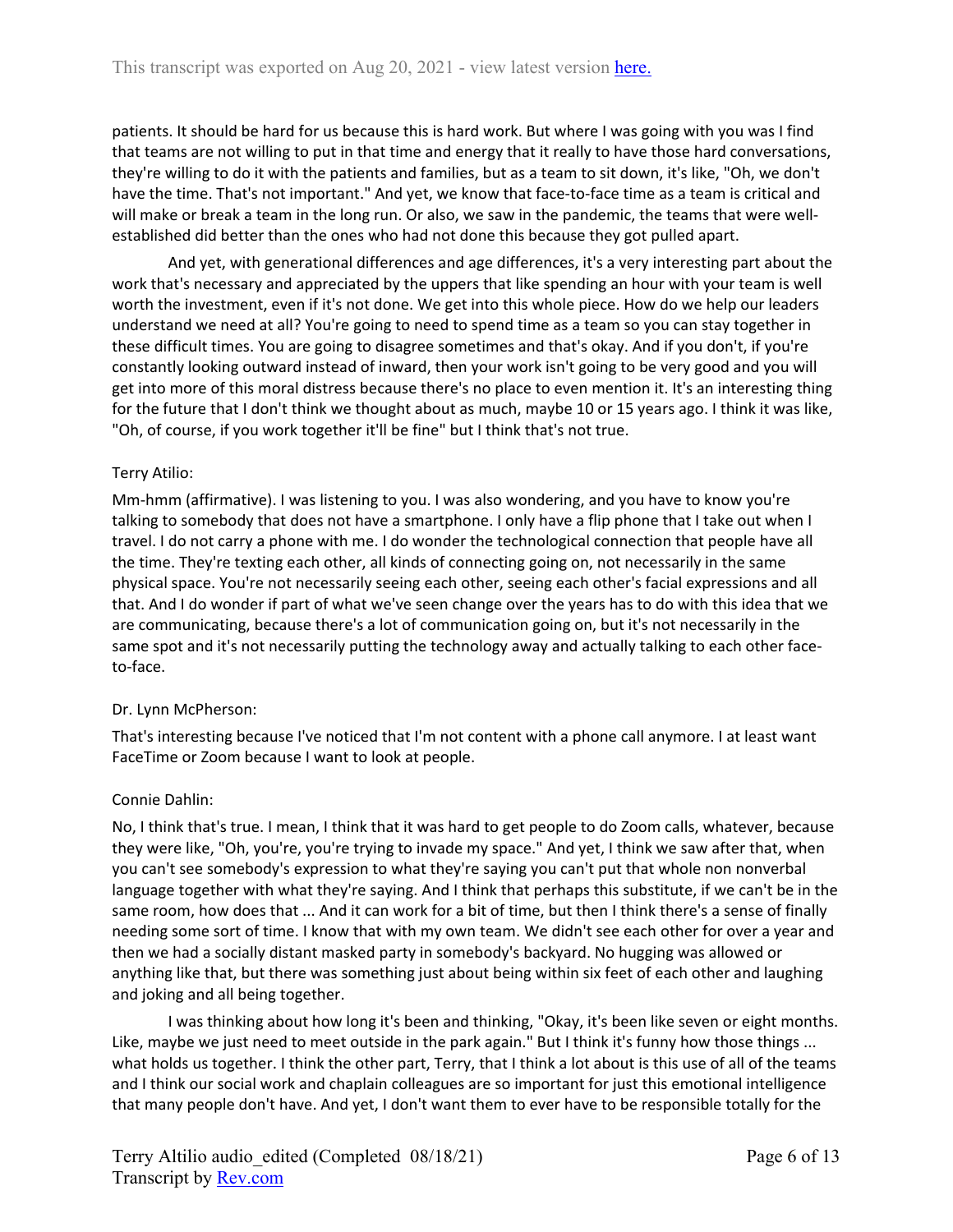patients. It should be hard for us because this is hard work. But where I was going with you was I find that teams are not willing to put in that time and energy that it really to have those hard conversations, they're willing to do it with the patients and families, but as a team to sit down, it's like, "Oh, we don't have the time. That's not important." And yet, we know that face-to-face time as a team is critical and will make or break a team in the long run. Or also, we saw in the pandemic, the teams that were well-established did better than the ones who had not done this because they got pulled apart.

And yet, with generational differences and age differences, it's a very interesting part about the work that's necessary and appreciated by the uppers that like spending an hour with your team is well worth the investment, even if it's not done. We get into this whole piece. How do we help our leaders understand we need at all? You're going to need to spend time as a team so you can stay together in these difficult times. You are going to disagree sometimes and that's okay. And if you don't, if you're constantly looking outward instead of inward, then your work isn't going to be very good and you will get into more of this moral distress because there's no place to even mention it. It's an interesting thing for the future that I don't think we thought about as much, maybe 10 or 15 years ago. I think it was like, "Oh, of course, if you work together it'll be fine" but I think that's not true.

Terry Atilio:

Mm-hmm (affirmative). I was listening to you. I was also wondering, and you have to know you're talking to somebody that does not have a smartphone. I only have a flip phone that I take out when I travel. I do not carry a phone with me. I do wonder the technological connection that people have all the time. They're texting each other, all kinds of connecting going on, not necessarily in the same physical space. You're not necessarily seeing each other, seeing each other's facial expressions and all that. And I do wonder if part of what we've seen change over the years has to do with this idea that we are communicating, because there's a lot of communication going on, but it's not necessarily in the same spot and it's not necessarily putting the technology away and actually talking to each other face-to-face.

Dr. Lynn McPherson:

That's interesting because I've noticed that I'm not content with a phone call anymore. I at least want FaceTime or Zoom because I want to look at people.

Connie Dahlin:

No, I think that's true. I mean, I think that it was hard to get people to do Zoom calls, whatever, because they were like, "Oh, you're, you're trying to invade my space." And yet, I think we saw after that, when you can't see somebody's expression to what they're saying you can't put that whole non nonverbal language together with what they're saying. And I think that perhaps this substitute, if we can't be in the same room, how does that ... And it can work for a bit of time, but then I think there's a sense of finally needing some sort of time. I know that with my own team. We didn't see each other for over a year and then we had a socially distant masked party in somebody's backyard. No hugging was allowed or anything like that, but there was something just about being within six feet of each other and laughing and joking and all being together.

I was thinking about how long it's been and thinking, "Okay, it's been like seven or eight months. Like, maybe we just need to meet outside in the park again." But I think it's funny how those things ... what holds us together. I think the other part, Terry, that I think a lot about is this use of all of the teams and I think our social work and chaplain colleagues are so important for just this emotional intelligence that many people don't have. And yet, I don't want them to ever have to be responsible totally for the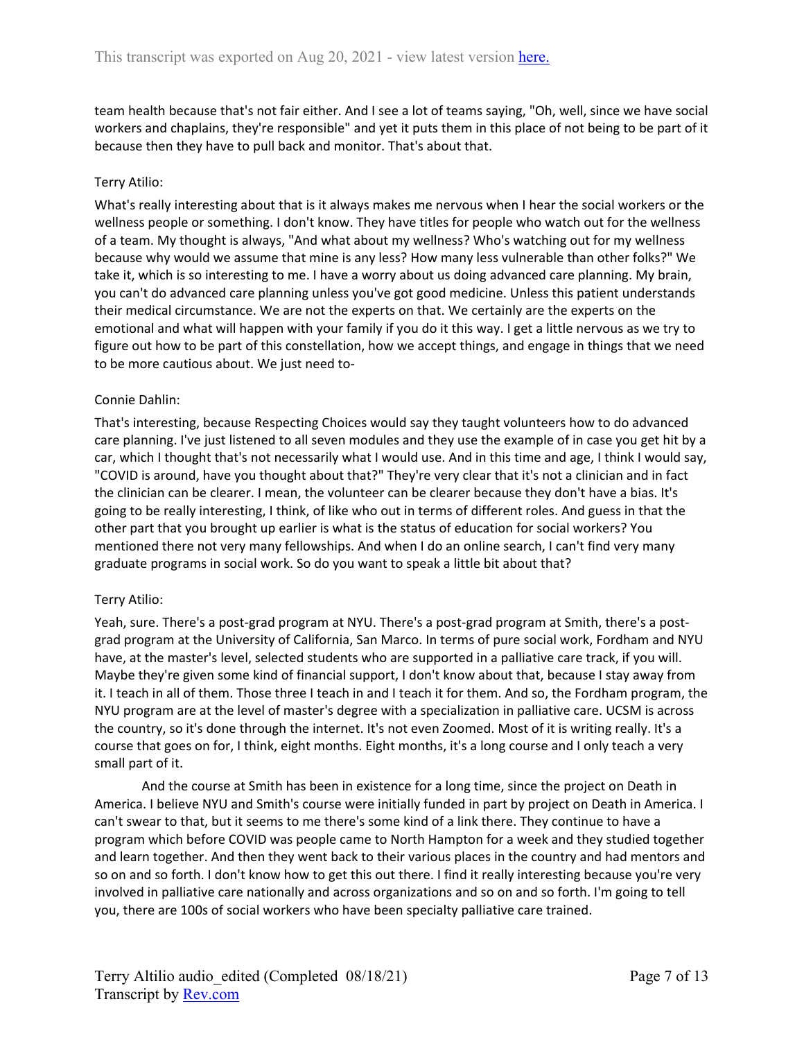team health because that's not fair either. And I see a lot of teams saying, "Oh, well, since we have social workers and chaplains, they're responsible" and yet it puts them in this place of not being to be part of it because then they have to pull back and monitor. That's about that.

Terry Atilio:

What's really interesting about that is it always makes me nervous when I hear the social workers or the wellness people or something. I don't know. They have titles for people who watch out for the wellness of a team. My thought is always, "And what about my wellness? Who's watching out for my wellness because why would we assume that mine is any less? How many less vulnerable than other folks?" We take it, which is so interesting to me. I have a worry about us doing advanced care planning. My brain, you can't do advanced care planning unless you've got good medicine. Unless this patient understands their medical circumstance. We are not the experts on that. We certainly are the experts on the emotional and what will happen with your family if you do it this way. I get a little nervous as we try to figure out how to be part of this constellation, how we accept things, and engage in things that we need to be more cautious about. We just need to-

Connie Dahlin:

That's interesting, because Respecting Choices would say they taught volunteers how to do advanced care planning. I've just listened to all seven modules and they use the example of in case you get hit by a car, which I thought that's not necessarily what I would use. And in this time and age, I think I would say, "COVID is around, have you thought about that?" They're very clear that it's not a clinician and in fact the clinician can be clearer. I mean, the volunteer can be clearer because they don't have a bias. It's going to be really interesting, I think, of like who out in terms of different roles. And guess in that the other part that you brought up earlier is what is the status of education for social workers? You mentioned there not very many fellowships. And when I do an online search, I can't find very many graduate programs in social work. So do you want to speak a little bit about that?

Terry Atilio:

Yeah, sure. There's a post-grad program at NYU. There's a post-grad program at Smith, there's a post-grad program at the University of California, San Marco. In terms of pure social work, Fordham and NYU have, at the master's level, selected students who are supported in a palliative care track, if you will. Maybe they're given some kind of financial support, I don't know about that, because I stay away from it. I teach in all of them. Those three I teach in and I teach it for them. And so, the Fordham program, the NYU program are at the level of master's degree with a specialization in palliative care. UCSM is across the country, so it's done through the internet. It's not even Zoomed. Most of it is writing really. It's a course that goes on for, I think, eight months. Eight months, it's a long course and I only teach a very small part of it.

And the course at Smith has been in existence for a long time, since the project on Death in America. I believe NYU and Smith's course were initially funded in part by project on Death in America. I can't swear to that, but it seems to me there's some kind of a link there. They continue to have a program which before COVID was people came to North Hampton for a week and they studied together and learn together. And then they went back to their various places in the country and had mentors and so on and so forth. I don't know how to get this out there. I find it really interesting because you're very involved in palliative care nationally and across organizations and so on and so forth. I'm going to tell you, there are 100s of social workers who have been specialty palliative care trained.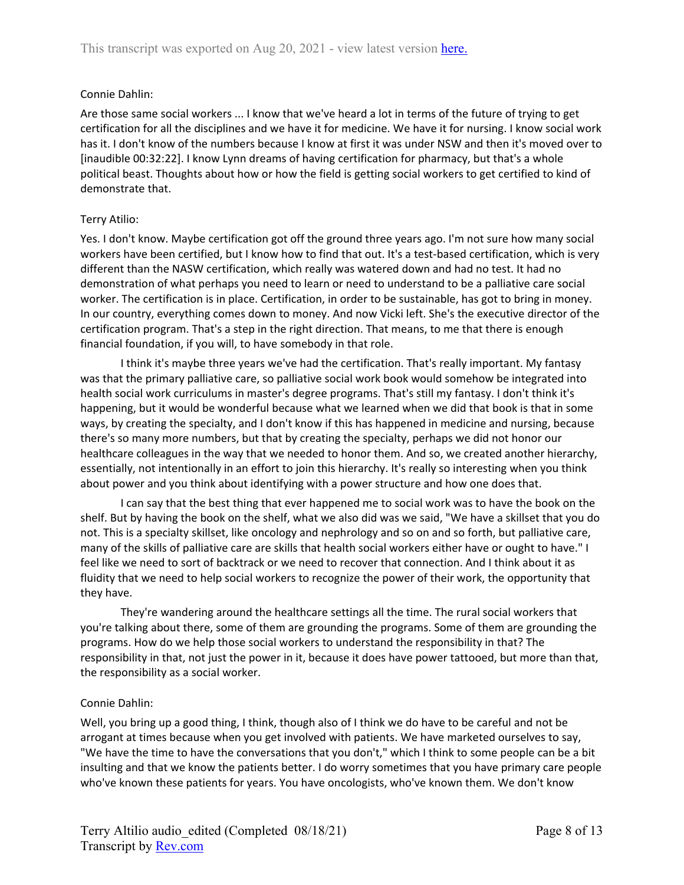Connie Dahlin:

Are those same social workers ... I know that we've heard a lot in terms of the future of trying to get certification for all the disciplines and we have it for medicine. We have it for nursing. I know social work has it. I don't know of the numbers because I know at first it was under NSW and then it's moved over to [inaudible 00:32:22]. I know Lynn dreams of having certification for pharmacy, but that's a whole political beast. Thoughts about how or how the field is getting social workers to get certified to kind of demonstrate that.

Terry Atilio:

Yes. I don't know. Maybe certification got off the ground three years ago. I'm not sure how many social workers have been certified, but I know how to find that out. It's a test-based certification, which is very different than the NASW certification, which really was watered down and had no test. It had no demonstration of what perhaps you need to learn or need to understand to be a palliative care social worker. The certification is in place. Certification, in order to be sustainable, has got to bring in money. In our country, everything comes down to money. And now Vicki left. She's the executive director of the certification program. That's a step in the right direction. That means, to me that there is enough financial foundation, if you will, to have somebody in that role.

I think it's maybe three years we've had the certification. That's really important. My fantasy was that the primary palliative care, so palliative social work book would somehow be integrated into health social work curriculums in master's degree programs. That's still my fantasy. I don't think it's happening, but it would be wonderful because what we learned when we did that book is that in some ways, by creating the specialty, and I don't know if this has happened in medicine and nursing, because there's so many more numbers, but that by creating the specialty, perhaps we did not honor our healthcare colleagues in the way that we needed to honor them. And so, we created another hierarchy, essentially, not intentionally in an effort to join this hierarchy. It's really so interesting when you think about power and you think about identifying with a power structure and how one does that.

I can say that the best thing that ever happened me to social work was to have the book on the shelf. But by having the book on the shelf, what we also did was we said, "We have a skillset that you do not. This is a specialty skillset, like oncology and nephrology and so on and so forth, but palliative care, many of the skills of palliative care are skills that health social workers either have or ought to have." I feel like we need to sort of backtrack or we need to recover that connection. And I think about it as fluidity that we need to help social workers to recognize the power of their work, the opportunity that they have.

They're wandering around the healthcare settings all the time. The rural social workers that you're talking about there, some of them are grounding the programs. Some of them are grounding the programs. How do we help those social workers to understand the responsibility in that? The responsibility in that, not just the power in it, because it does have power tattooed, but more than that, the responsibility as a social worker.

Connie Dahlin:

Well, you bring up a good thing, I think, though also of I think we do have to be careful and not be arrogant at times because when you get involved with patients. We have marketed ourselves to say, "We have the time to have the conversations that you don't," which I think to some people can be a bit insulting and that we know the patients better. I do worry sometimes that you have primary care people who've known these patients for years. You have oncologists, who've known them. We don't know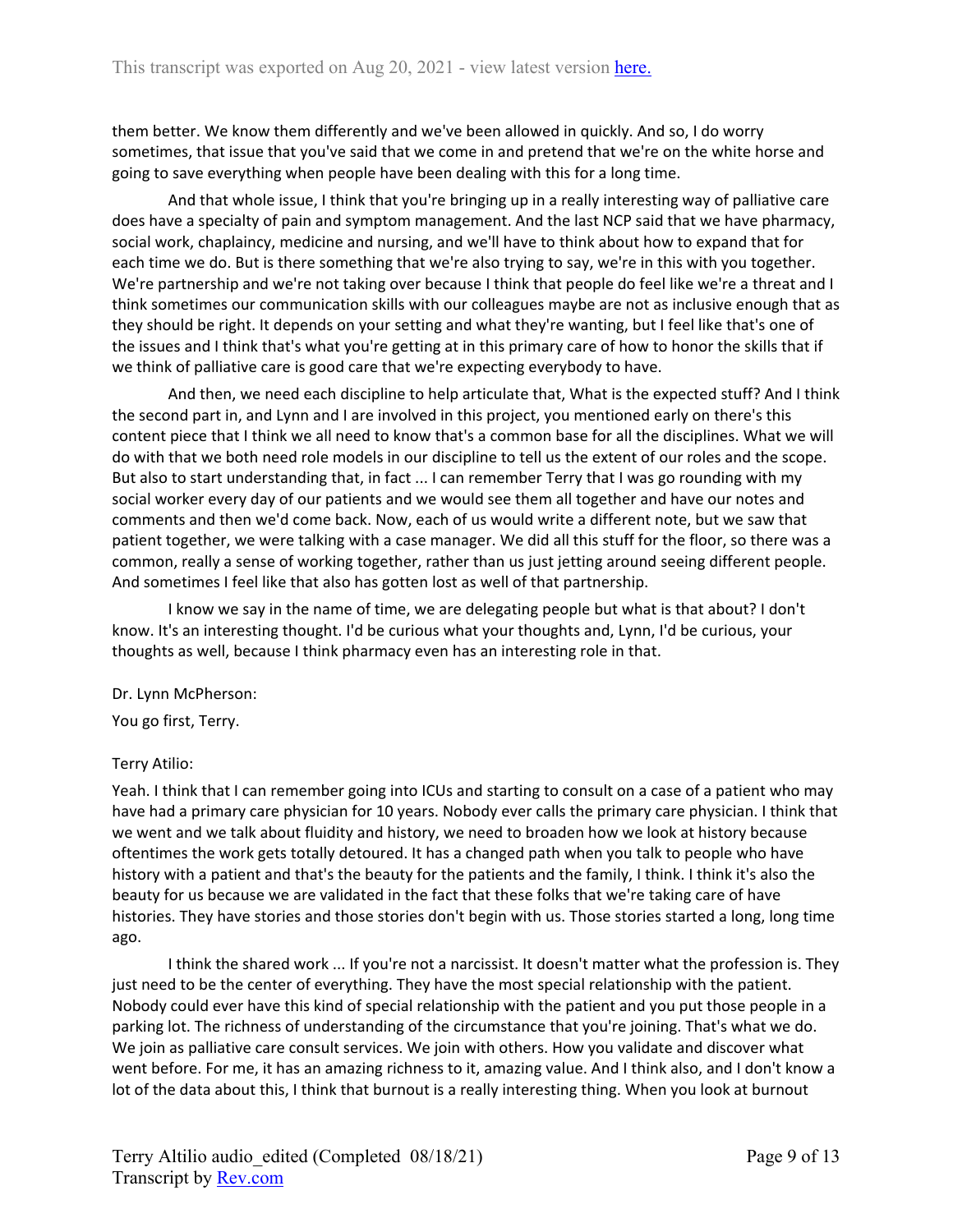them better. We know them differently and we've been allowed in quickly. And so, I do worry sometimes, that issue that you've said that we come in and pretend that we're on the white horse and going to save everything when people have been dealing with this for a long time.

And that whole issue, I think that you're bringing up in a really interesting way of palliative care does have a specialty of pain and symptom management. And the last NCP said that we have pharmacy, social work, chaplaincy, medicine and nursing, and we'll have to think about how to expand that for each time we do. But is there something that we're also trying to say, we're in this with you together. We're partnership and we're not taking over because I think that people do feel like we're a threat and I think sometimes our communication skills with our colleagues maybe are not as inclusive enough that as they should be right. It depends on your setting and what they're wanting, but I feel like that's one of the issues and I think that's what you're getting at in this primary care of how to honor the skills that if we think of palliative care is good care that we're expecting everybody to have.

And then, we need each discipline to help articulate that, What is the expected stuff? And I think the second part in, and Lynn and I are involved in this project, you mentioned early on there's this content piece that I think we all need to know that's a common base for all the disciplines. What we will do with that we both need role models in our discipline to tell us the extent of our roles and the scope. But also to start understanding that, in fact ... I can remember Terry that I was go rounding with my social worker every day of our patients and we would see them all together and have our notes and comments and then we'd come back. Now, each of us would write a different note, but we saw that patient together, we were talking with a case manager. We did all this stuff for the floor, so there was a common, really a sense of working together, rather than us just jetting around seeing different people. And sometimes I feel like that also has gotten lost as well of that partnership.

I know we say in the name of time, we are delegating people but what is that about? I don't know. It's an interesting thought. I'd be curious what your thoughts and, Lynn, I'd be curious, your thoughts as well, because I think pharmacy even has an interesting role in that.

Dr. Lynn McPherson:

You go first, Terry.

Terry Atilio:

Yeah. I think that I can remember going into ICUs and starting to consult on a case of a patient who may have had a primary care physician for 10 years. Nobody ever calls the primary care physician. I think that we went and we talk about fluidity and history, we need to broaden how we look at history because oftentimes the work gets totally detoured. It has a changed path when you talk to people who have history with a patient and that's the beauty for the patients and the family, I think. I think it's also the beauty for us because we are validated in the fact that these folks that we're taking care of have histories. They have stories and those stories don't begin with us. Those stories started a long, long time ago.

I think the shared work ... If you're not a narcissist. It doesn't matter what the profession is. They just need to be the center of everything. They have the most special relationship with the patient. Nobody could ever have this kind of special relationship with the patient and you put those people in a parking lot. The richness of understanding of the circumstance that you're joining. That's what we do. We join as palliative care consult services. We join with others. How you validate and discover what went before. For me, it has an amazing richness to it, amazing value. And I think also, and I don't know a lot of the data about this, I think that burnout is a really interesting thing. When you look at burnout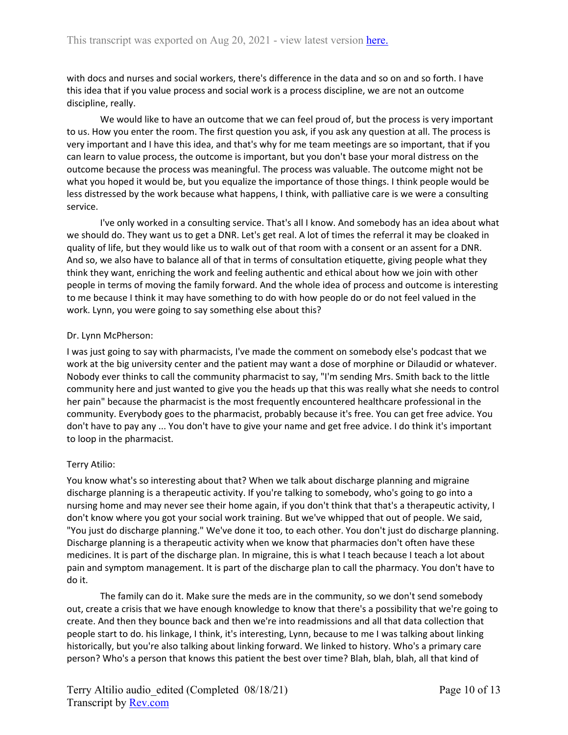with docs and nurses and social workers, there's difference in the data and so on and so forth. I have this idea that if you value process and social work is a process discipline, we are not an outcome discipline, really.

We would like to have an outcome that we can feel proud of, but the process is very important to us. How you enter the room. The first question you ask, if you ask any question at all. The process is very important and I have this idea, and that's why for me team meetings are so important, that if you can learn to value process, the outcome is important, but you don't base your moral distress on the outcome because the process was meaningful. The process was valuable. The outcome might not be what you hoped it would be, but you equalize the importance of those things. I think people would be less distressed by the work because what happens, I think, with palliative care is we were a consulting service.

I've only worked in a consulting service. That's all I know. And somebody has an idea about what we should do. They want us to get a DNR. Let's get real. A lot of times the referral it may be cloaked in quality of life, but they would like us to walk out of that room with a consent or an assent for a DNR. And so, we also have to balance all of that in terms of consultation etiquette, giving people what they think they want, enriching the work and feeling authentic and ethical about how we join with other people in terms of moving the family forward. And the whole idea of process and outcome is interesting to me because I think it may have something to do with how people do or do not feel valued in the work. Lynn, you were going to say something else about this?

Dr. Lynn McPherson:

I was just going to say with pharmacists, I've made the comment on somebody else's podcast that we work at the big university center and the patient may want a dose of morphine or Dilaudid or whatever. Nobody ever thinks to call the community pharmacist to say, "I'm sending Mrs. Smith back to the little community here and just wanted to give you the heads up that this was really what she needs to control her pain" because the pharmacist is the most frequently encountered healthcare professional in the community. Everybody goes to the pharmacist, probably because it's free. You can get free advice. You don't have to pay any ... You don't have to give your name and get free advice. I do think it's important to loop in the pharmacist.

Terry Atilio:

You know what's so interesting about that? When we talk about discharge planning and migraine discharge planning is a therapeutic activity. If you're talking to somebody, who's going to go into a nursing home and may never see their home again, if you don't think that that's a therapeutic activity, I don't know where you got your social work training. But we've whipped that out of people. We said, "You just do discharge planning." We've done it too, to each other. You don't just do discharge planning. Discharge planning is a therapeutic activity when we know that pharmacies don't often have these medicines. It is part of the discharge plan. In migraine, this is what I teach because I teach a lot about pain and symptom management. It is part of the discharge plan to call the pharmacy. You don't have to do it.

The family can do it. Make sure the meds are in the community, so we don't send somebody out, create a crisis that we have enough knowledge to know that there's a possibility that we're going to create. And then they bounce back and then we're into readmissions and all that data collection that people start to do. his linkage, I think, it's interesting, Lynn, because to me I was talking about linking historically, but you're also talking about linking forward. We linked to history. Who's a primary care person? Who's a person that knows this patient the best over time? Blah, blah, blah, all that kind of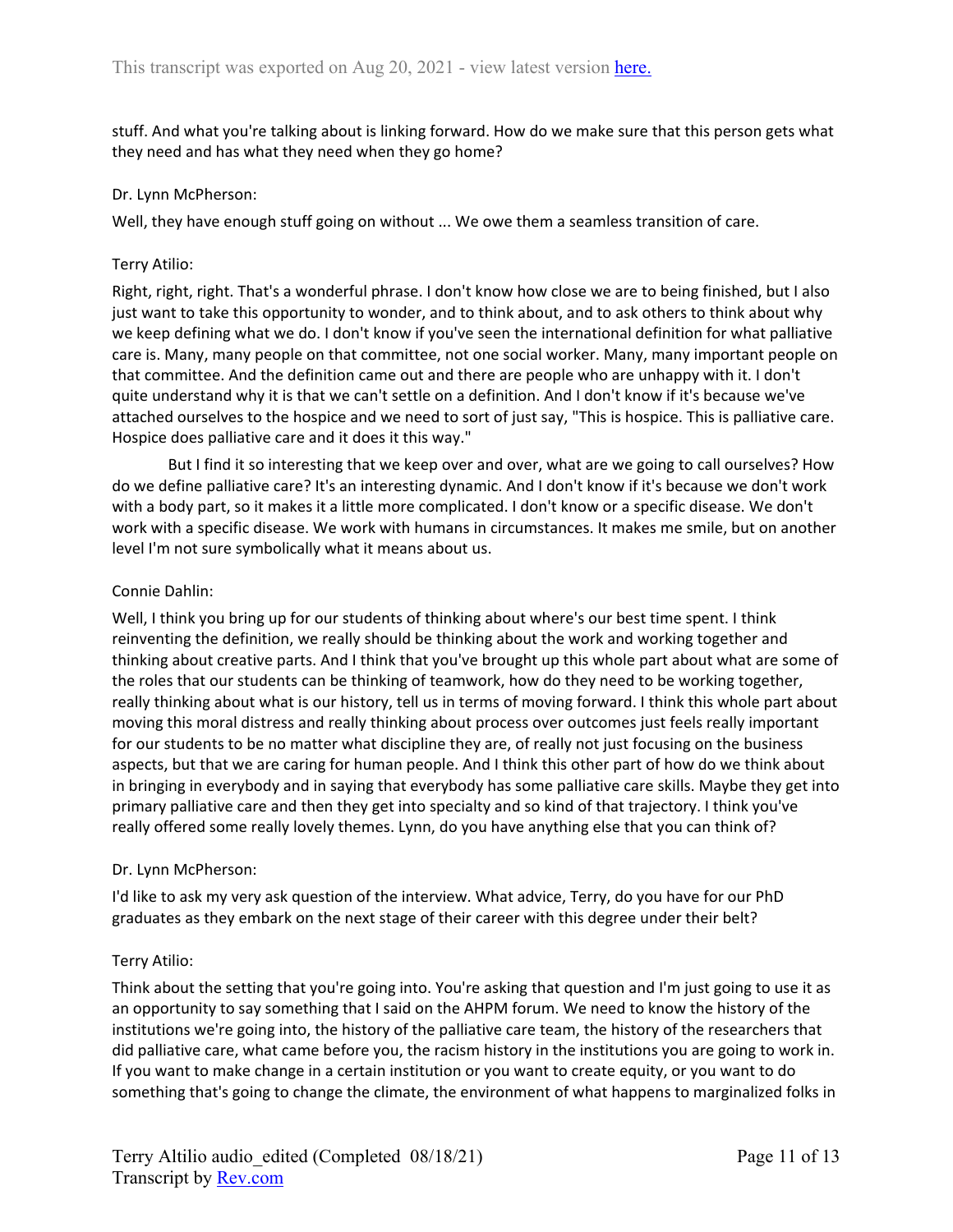stuff. And what you're talking about is linking forward. How do we make sure that this person gets what they need and has what they need when they go home?

Dr. Lynn McPherson:

Well, they have enough stuff going on without ... We owe them a seamless transition of care.

Terry Atilio:

Right, right, right. That's a wonderful phrase. I don't know how close we are to being finished, but I also just want to take this opportunity to wonder, and to think about, and to ask others to think about why we keep defining what we do. I don't know if you've seen the international definition for what palliative care is. Many, many people on that committee, not one social worker. Many, many important people on that committee. And the definition came out and there are people who are unhappy with it. I don't quite understand why it is that we can't settle on a definition. And I don't know if it's because we've attached ourselves to the hospice and we need to sort of just say, "This is hospice. This is palliative care. Hospice does palliative care and it does it this way."

But I find it so interesting that we keep over and over, what are we going to call ourselves? How do we define palliative care? It's an interesting dynamic. And I don't know if it's because we don't work with a body part, so it makes it a little more complicated. I don't know or a specific disease. We don't work with a specific disease. We work with humans in circumstances. It makes me smile, but on another level I'm not sure symbolically what it means about us.

Connie Dahlin:

Well, I think you bring up for our students of thinking about where's our best time spent. I think reinventing the definition, we really should be thinking about the work and working together and thinking about creative parts. And I think that you've brought up this whole part about what are some of the roles that our students can be thinking of teamwork, how do they need to be working together, really thinking about what is our history, tell us in terms of moving forward. I think this whole part about moving this moral distress and really thinking about process over outcomes just feels really important for our students to be no matter what discipline they are, of really not just focusing on the business aspects, but that we are caring for human people. And I think this other part of how do we think about in bringing in everybody and in saying that everybody has some palliative care skills. Maybe they get into primary palliative care and then they get into specialty and so kind of that trajectory. I think you've really offered some really lovely themes. Lynn, do you have anything else that you can think of?

Dr. Lynn McPherson:

I'd like to ask my very ask question of the interview. What advice, Terry, do you have for our PhD graduates as they embark on the next stage of their career with this degree under their belt?

Terry Atilio:

Think about the setting that you're going into. You're asking that question and I'm just going to use it as an opportunity to say something that I said on the AHPM forum. We need to know the history of the institutions we're going into, the history of the palliative care team, the history of the researchers that did palliative care, what came before you, the racism history in the institutions you are going to work in. If you want to make change in a certain institution or you want to create equity, or you want to do something that's going to change the climate, the environment of what happens to marginalized folks in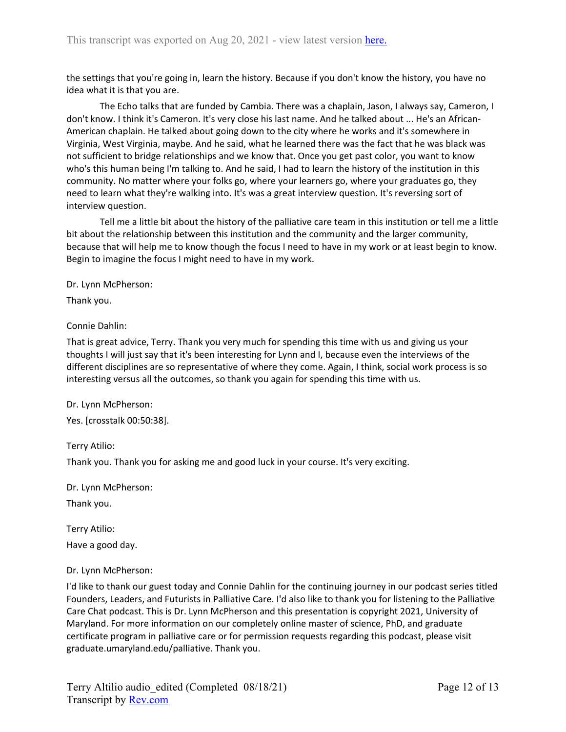the settings that you're going in, learn the history. Because if you don't know the history, you have no idea what it is that you are.

The Echo talks that are funded by Cambia. There was a chaplain, Jason, I always say, Cameron, I don't know. I think it's Cameron. It's very close his last name. And he talked about ... He's an African-American chaplain. He talked about going down to the city where he works and it's somewhere in Virginia, West Virginia, maybe. And he said, what he learned there was the fact that he was black was not sufficient to bridge relationships and we know that. Once you get past color, you want to know who's this human being I'm talking to. And he said, I had to learn the history of the institution in this community. No matter where your folks go, where your learners go, where your graduates go, they need to learn what they're walking into. It's was a great interview question. It's reversing sort of interview question.

Tell me a little bit about the history of the palliative care team in this institution or tell me a little bit about the relationship between this institution and the community and the larger community, because that will help me to know though the focus I need to have in my work or at least begin to know. Begin to imagine the focus I might need to have in my work.

Dr. Lynn McPherson:

Thank you.

Connie Dahlin:

That is great advice, Terry. Thank you very much for spending this time with us and giving us your thoughts I will just say that it's been interesting for Lynn and I, because even the interviews of the different disciplines are so representative of where they come. Again, I think, social work process is so interesting versus all the outcomes, so thank you again for spending this time with us.

Dr. Lynn McPherson:

Yes. [crosstalk 00:50:38].

Terry Atilio:

Thank you. Thank you for asking me and good luck in your course. It's very exciting.

Dr. Lynn McPherson:

Thank you.

Terry Atilio:

Have a good day.

Dr. Lynn McPherson:

I'd like to thank our guest today and Connie Dahlin for the continuing journey in our podcast series titled Founders, Leaders, and Futurists in Palliative Care. I'd also like to thank you for listening to the Palliative Care Chat podcast. This is Dr. Lynn McPherson and this presentation is copyright 2021, University of Maryland. For more information on our completely online master of science, PhD, and graduate certificate program in palliative care or for permission requests regarding this podcast, please visit graduate.umaryland.edu/palliative. Thank you.